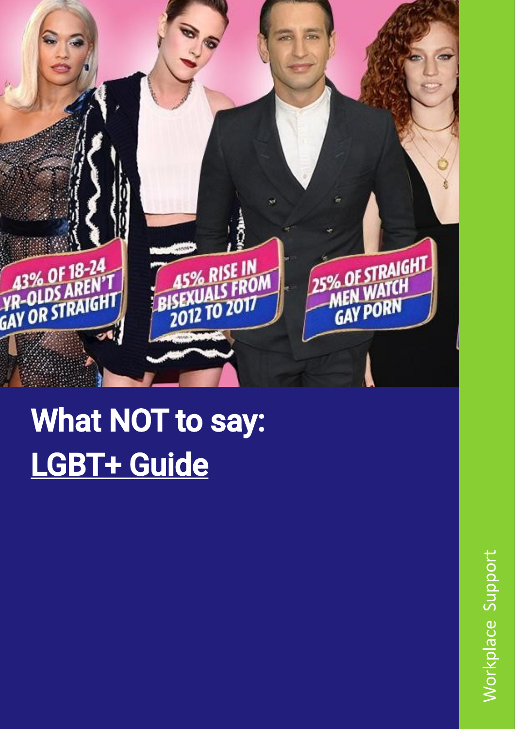43% OF 18-24 YR-OLDS AREN'T GAY OR STRAIGHT

45% RISE IN BISEXUALS FROM 2012 TO 2017

25% OF STRAIGHT MEN WATCH GAY PORN

# What NOT to say:

# LGBT+ Guide

Workplace Support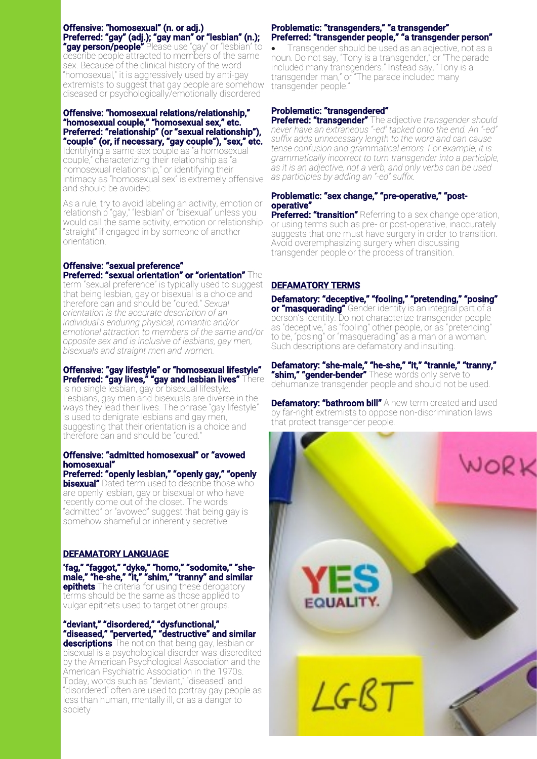**Offensive: "homosexual" (n. or adj.)**
**Preferred: "gay" (adj.); "gay man" or "lesbian" (n.); "gay person/people"** Please use "gay" or "lesbian" to describe people attracted to members of the same sex. Because of the clinical history of the word "homosexual," it is aggressively used by anti-gay extremists to suggest that gay people are somehow diseased or psychologically/emotionally disordered

**Offensive: "homosexual relations/relationship," "homosexual couple," "homosexual sex," etc.**
**Preferred: "relationship" (or "sexual relationship"), "couple" (or, if necessary, "gay couple"), "sex," etc.** Identifying a same-sex couple as "a homosexual couple," characterizing their relationship as "a homosexual relationship," or identifying their intimacy as "homosexual sex" is extremely offensive and should be avoided.

As a rule, try to avoid labeling an activity, emotion or relationship "gay," "lesbian" or "bisexual" unless you would call the same activity, emotion or relationship "straight" if engaged in by someone of another orientation.

**Offensive: "sexual preference"**
**Preferred: "sexual orientation" or "orientation"** The term "sexual preference" is typically used to suggest that being lesbian, gay or bisexual is a choice and therefore can and should be "cured." *Sexual orientation is the accurate description of an individual's enduring physical, romantic and/or emotional attraction to members of the same and/or opposite sex and is inclusive of lesbians, gay men, bisexuals and straight men and women.*

**Offensive: "gay lifestyle" or "homosexual lifestyle"**
**Preferred: "gay lives," "gay and lesbian lives"** There is no single lesbian, gay or bisexual lifestyle. Lesbians, gay men and bisexuals are diverse in the ways they lead their lives. The phrase "gay lifestyle" is used to denigrate lesbians and gay men, suggesting that their orientation is a choice and therefore can and should be "cured."

**Offensive: "admitted homosexual" or "avowed homosexual"**
**Preferred: "openly lesbian," "openly gay," "openly bisexual"** Dated term used to describe those who are openly lesbian, gay or bisexual or who have recently come out of the closet. The words "admitted" or "avowed" suggest that being gay is somehow shameful or inherently secretive.

## DEFAMATORY LANGUAGE

**"fag," "faggot," "dyke," "homo," "sodomite," "she-male," "he-she," "it," "shim," "tranny" and similar epithets** The criteria for using these derogatory terms should be the same as those applied to vulgar epithets used to target other groups.

**"deviant," "disordered," "dysfunctional," "diseased," "perverted," "destructive" and similar descriptions** The notion that being gay, lesbian or bisexual is a psychological disorder was discredited by the American Psychological Association and the American Psychiatric Association in the 1970s. Today, words such as "deviant," "diseased" and "disordered" often are used to portray gay people as less than human, mentally ill, or as a danger to society

**Problematic: "transgenders," "a transgender"**
**Preferred: "transgender people," "a transgender person"**

- Transgender should be used as an adjective, not as a noun. Do not say, "Tony is a transgender," or "The parade included many transgenders." Instead say, "Tony is a transgender man," or "The parade included many transgender people."

**Problematic: "transgendered"**
**Preferred: "transgender"** The adjective *transgender should never have an extraneous "-ed" tacked onto the end. An "-ed" suffix adds unnecessary length to the word and can cause tense confusion and grammatical errors. For example, it is grammatically incorrect to turn transgender into a participle, as it is an adjective, not a verb, and only verbs can be used as participles by adding an "-ed" suffix.*

**Problematic: "sex change," "pre-operative," "post-operative"**
**Preferred: "transition"** Referring to a sex change operation, or using terms such as pre- or post-operative, inaccurately suggests that one must have surgery in order to transition. Avoid overemphasizing surgery when discussing transgender people or the process of transition.

## DEFAMATORY TERMS

**Defamatory: "deceptive," "fooling," "pretending," "posing" or "masquerading"** Gender identity is an integral part of a person's identity. Do not characterize transgender people as "deceptive," as "fooling" other people, or as "pretending" to be, "posing" or "masquerading" as a man or a woman. Such descriptions are defamatory and insulting.

**Defamatory: "she-male," "he-she," "it," "trannie," "tranny," "shim," "gender-bender"** These words only serve to dehumanize transgender people and should not be used.

**Defamatory: "bathroom bill"** A new term created and used by far-right extremists to oppose non-discrimination laws that protect transgender people.